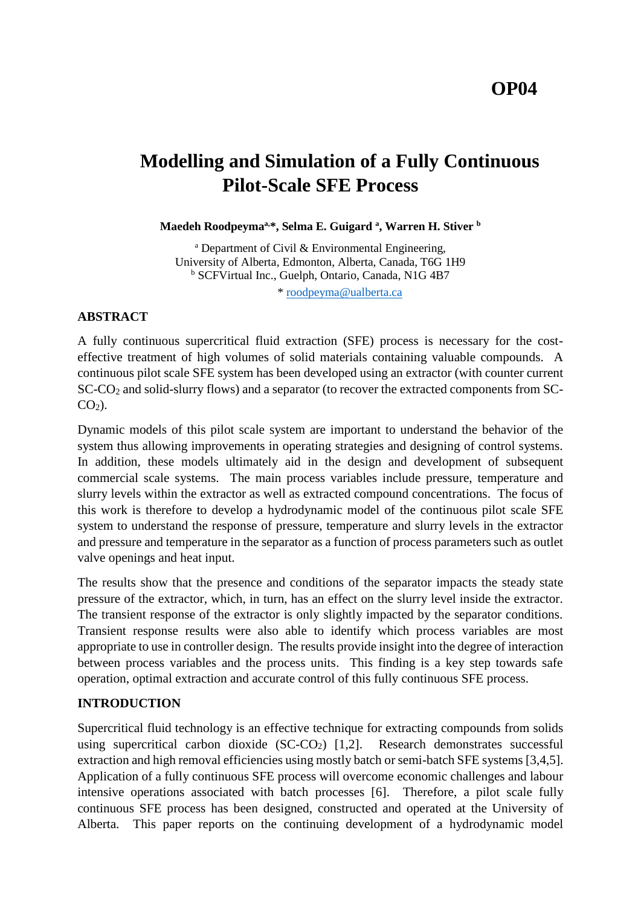OP04

# Modelling and Simulation of a Fully Continuous Pilot-Scale SFE Process

**Maedeh Roodpeyma[a,*], Selma E. Guigard [a], Warren H. Stiver [b]**

[a] Department of Civil & Environmental Engineering,
University of Alberta, Edmonton, Alberta, Canada, T6G 1H9
[b] SCFVirtual Inc., Guelph, Ontario, Canada, N1G 4B7

* roodpeyma@ualberta.ca

## ABSTRACT

A fully continuous supercritical fluid extraction (SFE) process is necessary for the cost-effective treatment of high volumes of solid materials containing valuable compounds. A continuous pilot scale SFE system has been developed using an extractor (with counter current SC-$CO_2$ and solid-slurry flows) and a separator (to recover the extracted components from SC-$CO_2$).

Dynamic models of this pilot scale system are important to understand the behavior of the system thus allowing improvements in operating strategies and designing of control systems. In addition, these models ultimately aid in the design and development of subsequent commercial scale systems. The main process variables include pressure, temperature and slurry levels within the extractor as well as extracted compound concentrations. The focus of this work is therefore to develop a hydrodynamic model of the continuous pilot scale SFE system to understand the response of pressure, temperature and slurry levels in the extractor and pressure and temperature in the separator as a function of process parameters such as outlet valve openings and heat input.

The results show that the presence and conditions of the separator impacts the steady state pressure of the extractor, which, in turn, has an effect on the slurry level inside the extractor. The transient response of the extractor is only slightly impacted by the separator conditions. Transient response results were also able to identify which process variables are most appropriate to use in controller design. The results provide insight into the degree of interaction between process variables and the process units. This finding is a key step towards safe operation, optimal extraction and accurate control of this fully continuous SFE process.

## INTRODUCTION

Supercritical fluid technology is an effective technique for extracting compounds from solids using supercritical carbon dioxide (SC-$CO_2$) [1,2]. Research demonstrates successful extraction and high removal efficiencies using mostly batch or semi-batch SFE systems [3,4,5]. Application of a fully continuous SFE process will overcome economic challenges and labour intensive operations associated with batch processes [6]. Therefore, a pilot scale fully continuous SFE process has been designed, constructed and operated at the University of Alberta. This paper reports on the continuing development of a hydrodynamic model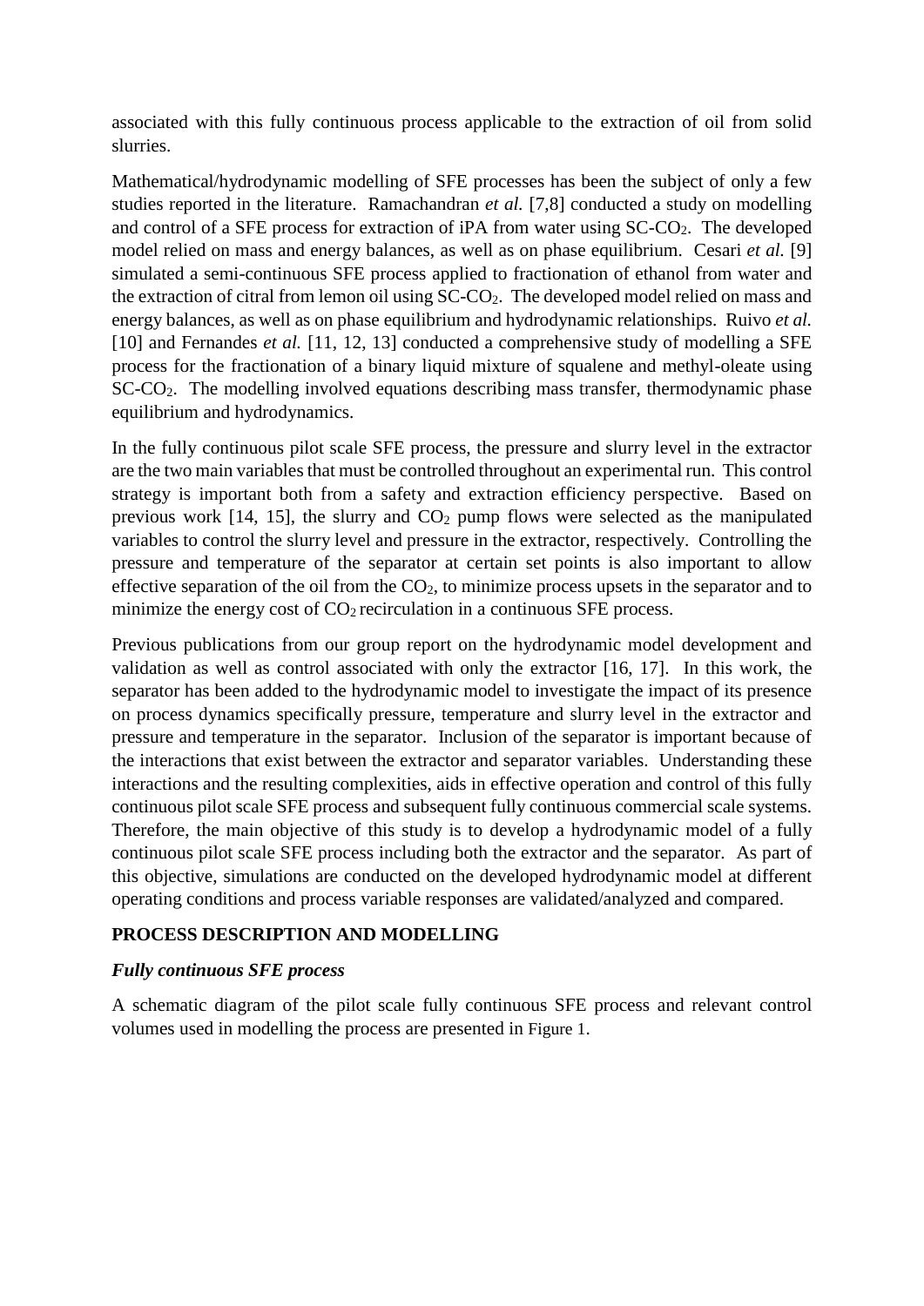associated with this fully continuous process applicable to the extraction of oil from solid slurries.

Mathematical/hydrodynamic modelling of SFE processes has been the subject of only a few studies reported in the literature. Ramachandran *et al.* [7,8] conducted a study on modelling and control of a SFE process for extraction of iPA from water using SC-$CO_2$. The developed model relied on mass and energy balances, as well as on phase equilibrium. Cesari *et al.* [9] simulated a semi-continuous SFE process applied to fractionation of ethanol from water and the extraction of citral from lemon oil using SC-$CO_2$. The developed model relied on mass and energy balances, as well as on phase equilibrium and hydrodynamic relationships. Ruivo *et al.* [10] and Fernandes *et al.* [11, 12, 13] conducted a comprehensive study of modelling a SFE process for the fractionation of a binary liquid mixture of squalene and methyl-oleate using SC-$CO_2$. The modelling involved equations describing mass transfer, thermodynamic phase equilibrium and hydrodynamics.

In the fully continuous pilot scale SFE process, the pressure and slurry level in the extractor are the two main variables that must be controlled throughout an experimental run. This control strategy is important both from a safety and extraction efficiency perspective. Based on previous work [14, 15], the slurry and $CO_2$ pump flows were selected as the manipulated variables to control the slurry level and pressure in the extractor, respectively. Controlling the pressure and temperature of the separator at certain set points is also important to allow effective separation of the oil from the $CO_2$, to minimize process upsets in the separator and to minimize the energy cost of $CO_2$ recirculation in a continuous SFE process.

Previous publications from our group report on the hydrodynamic model development and validation as well as control associated with only the extractor [16, 17]. In this work, the separator has been added to the hydrodynamic model to investigate the impact of its presence on process dynamics specifically pressure, temperature and slurry level in the extractor and pressure and temperature in the separator. Inclusion of the separator is important because of the interactions that exist between the extractor and separator variables. Understanding these interactions and the resulting complexities, aids in effective operation and control of this fully continuous pilot scale SFE process and subsequent fully continuous commercial scale systems. Therefore, the main objective of this study is to develop a hydrodynamic model of a fully continuous pilot scale SFE process including both the extractor and the separator. As part of this objective, simulations are conducted on the developed hydrodynamic model at different operating conditions and process variable responses are validated/analyzed and compared.

## PROCESS DESCRIPTION AND MODELLING

### *Fully continuous SFE process*

A schematic diagram of the pilot scale fully continuous SFE process and relevant control volumes used in modelling the process are presented in Figure 1.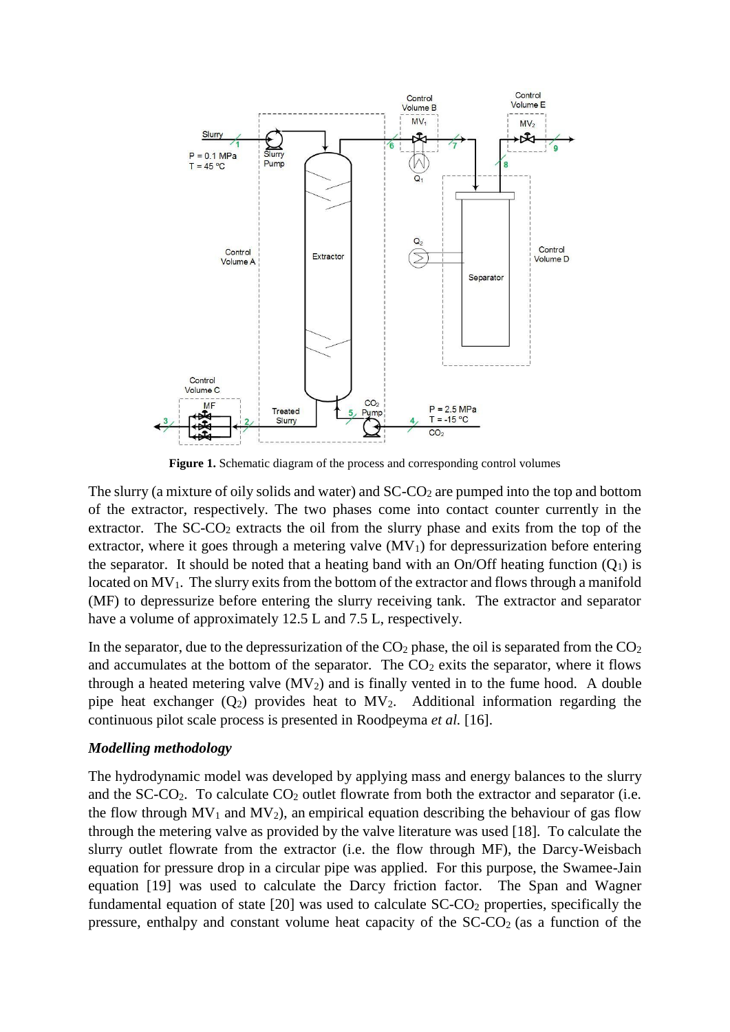Slurry

P = 0.1 MPa
T = 45 ºC

Slurry Pump

Control Volume A

Extractor

Control Volume B

$MV_1$

$Q_1$

Control Volume E

$MV_2$

$Q_2$

Separator

Control Volume D

Control Volume C

MF

Treated Slurry

$CO_2$ Pump

P = 2.5 MPa
T = -15 ºC
$CO_2$

1 2 3 4 5 6 7 8 9

**Figure 1.** Schematic diagram of the process and corresponding control volumes

The slurry (a mixture of oily solids and water) and SC-$CO_2$ are pumped into the top and bottom of the extractor, respectively. The two phases come into contact counter currently in the extractor. The SC-$CO_2$ extracts the oil from the slurry phase and exits from the top of the extractor, where it goes through a metering valve ($MV_1$) for depressurization before entering the separator. It should be noted that a heating band with an On/Off heating function ($Q_1$) is located on $MV_1$. The slurry exits from the bottom of the extractor and flows through a manifold (MF) to depressurize before entering the slurry receiving tank. The extractor and separator have a volume of approximately 12.5 L and 7.5 L, respectively.

In the separator, due to the depressurization of the $CO_2$ phase, the oil is separated from the $CO_2$ and accumulates at the bottom of the separator. The $CO_2$ exits the separator, where it flows through a heated metering valve ($MV_2$) and is finally vented in to the fume hood. A double pipe heat exchanger ($Q_2$) provides heat to $MV_2$. Additional information regarding the continuous pilot scale process is presented in Roodpeyma *et al.* [16].

### *Modelling methodology*

The hydrodynamic model was developed by applying mass and energy balances to the slurry and the SC-$CO_2$. To calculate $CO_2$ outlet flowrate from both the extractor and separator (i.e. the flow through $MV_1$ and $MV_2$), an empirical equation describing the behaviour of gas flow through the metering valve as provided by the valve literature was used [18]. To calculate the slurry outlet flowrate from the extractor (i.e. the flow through MF), the Darcy-Weisbach equation for pressure drop in a circular pipe was applied. For this purpose, the Swamee-Jain equation [19] was used to calculate the Darcy friction factor. The Span and Wagner fundamental equation of state [20] was used to calculate SC-$CO_2$ properties, specifically the pressure, enthalpy and constant volume heat capacity of the SC-$CO_2$ (as a function of the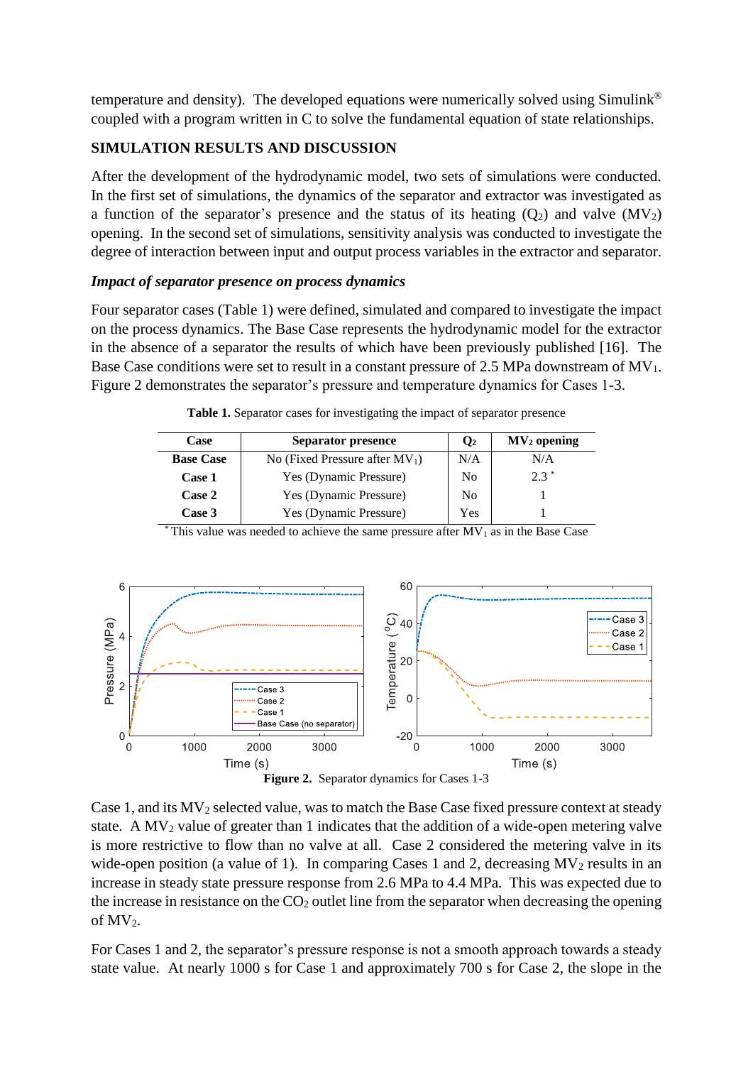temperature and density). The developed equations were numerically solved using Simulink® coupled with a program written in C to solve the fundamental equation of state relationships.

## SIMULATION RESULTS AND DISCUSSION

After the development of the hydrodynamic model, two sets of simulations were conducted. In the first set of simulations, the dynamics of the separator and extractor was investigated as a function of the separator's presence and the status of its heating ($Q_2$) and valve ($MV_2$) opening. In the second set of simulations, sensitivity analysis was conducted to investigate the degree of interaction between input and output process variables in the extractor and separator.

### *Impact of separator presence on process dynamics*

Four separator cases (Table 1) were defined, simulated and compared to investigate the impact on the process dynamics. The Base Case represents the hydrodynamic model for the extractor in the absence of a separator the results of which have been previously published [16]. The Base Case conditions were set to result in a constant pressure of 2.5 MPa downstream of $MV_1$. Figure 2 demonstrates the separator's pressure and temperature dynamics for Cases 1-3.

**Table 1.** Separator cases for investigating the impact of separator presence

| Case | Separator presence | $Q_2$ | $MV_2$ opening |
|---|---|---|---|
| **Base Case** | No (Fixed Pressure after $MV_1$) | N/A | N/A |
| **Case 1** | Yes (Dynamic Pressure) | No | 2.3 * |
| **Case 2** | Yes (Dynamic Pressure) | No | 1 |
| **Case 3** | Yes (Dynamic Pressure) | Yes | 1 |

\* This value was needed to achieve the same pressure after $MV_1$ as in the Base Case

**Figure 2.** Separator dynamics for Cases 1-3

Case 1, and its $MV_2$ selected value, was to match the Base Case fixed pressure context at steady state. A $MV_2$ value of greater than 1 indicates that the addition of a wide-open metering valve is more restrictive to flow than no valve at all. Case 2 considered the metering valve in its wide-open position (a value of 1). In comparing Cases 1 and 2, decreasing $MV_2$ results in an increase in steady state pressure response from 2.6 MPa to 4.4 MPa. This was expected due to the increase in resistance on the $CO_2$ outlet line from the separator when decreasing the opening of $MV_2$.

For Cases 1 and 2, the separator's pressure response is not a smooth approach towards a steady state value. At nearly 1000 s for Case 1 and approximately 700 s for Case 2, the slope in the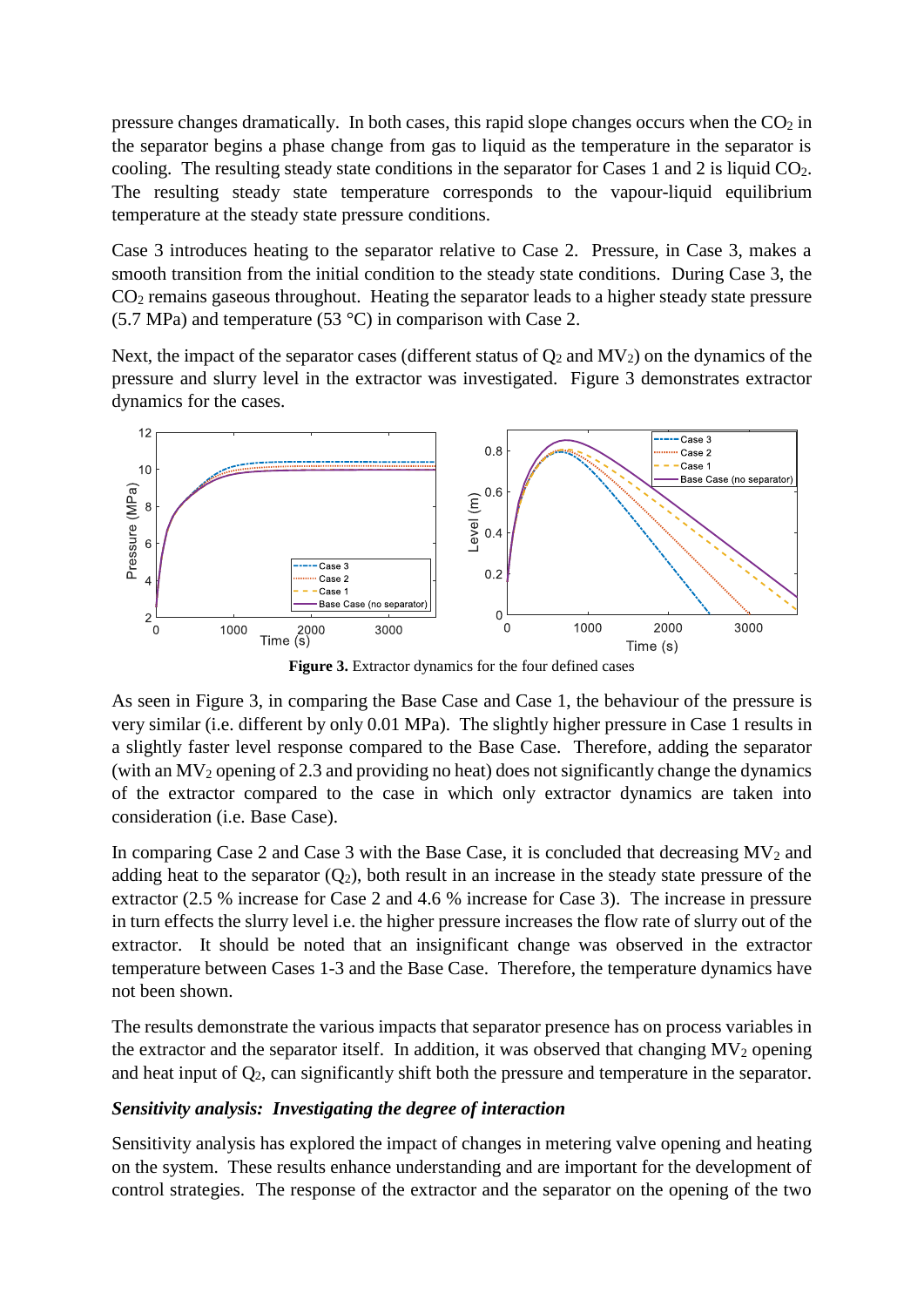pressure changes dramatically. In both cases, this rapid slope changes occurs when the $CO_2$ in the separator begins a phase change from gas to liquid as the temperature in the separator is cooling. The resulting steady state conditions in the separator for Cases 1 and 2 is liquid $CO_2$. The resulting steady state temperature corresponds to the vapour-liquid equilibrium temperature at the steady state pressure conditions.

Case 3 introduces heating to the separator relative to Case 2. Pressure, in Case 3, makes a smooth transition from the initial condition to the steady state conditions. During Case 3, the $CO_2$ remains gaseous throughout. Heating the separator leads to a higher steady state pressure (5.7 MPa) and temperature (53 °C) in comparison with Case 2.

Next, the impact of the separator cases (different status of $Q_2$ and $MV_2$) on the dynamics of the pressure and slurry level in the extractor was investigated. Figure 3 demonstrates extractor dynamics for the cases.

Pressure (MPa)
12
10
8
6
4
2
0
1000
2000
3000
Time (s)
Case 3
Case 2
Case 1
Base Case (no separator)

Level (m)
0.8
0.6
0.4
0.2
0
0
1000
2000
3000
Time (s)
Case 3
Case 2
Case 1
Base Case (no separator)

**Figure 3.** Extractor dynamics for the four defined cases

As seen in Figure 3, in comparing the Base Case and Case 1, the behaviour of the pressure is very similar (i.e. different by only 0.01 MPa). The slightly higher pressure in Case 1 results in a slightly faster level response compared to the Base Case. Therefore, adding the separator (with an $MV_2$ opening of 2.3 and providing no heat) does not significantly change the dynamics of the extractor compared to the case in which only extractor dynamics are taken into consideration (i.e. Base Case).

In comparing Case 2 and Case 3 with the Base Case, it is concluded that decreasing $MV_2$ and adding heat to the separator ($Q_2$), both result in an increase in the steady state pressure of the extractor (2.5 % increase for Case 2 and 4.6 % increase for Case 3). The increase in pressure in turn effects the slurry level i.e. the higher pressure increases the flow rate of slurry out of the extractor. It should be noted that an insignificant change was observed in the extractor temperature between Cases 1-3 and the Base Case. Therefore, the temperature dynamics have not been shown.

The results demonstrate the various impacts that separator presence has on process variables in the extractor and the separator itself. In addition, it was observed that changing $MV_2$ opening and heat input of $Q_2$, can significantly shift both the pressure and temperature in the separator.

***Sensitivity analysis: Investigating the degree of interaction***

Sensitivity analysis has explored the impact of changes in metering valve opening and heating on the system. These results enhance understanding and are important for the development of control strategies. The response of the extractor and the separator on the opening of the two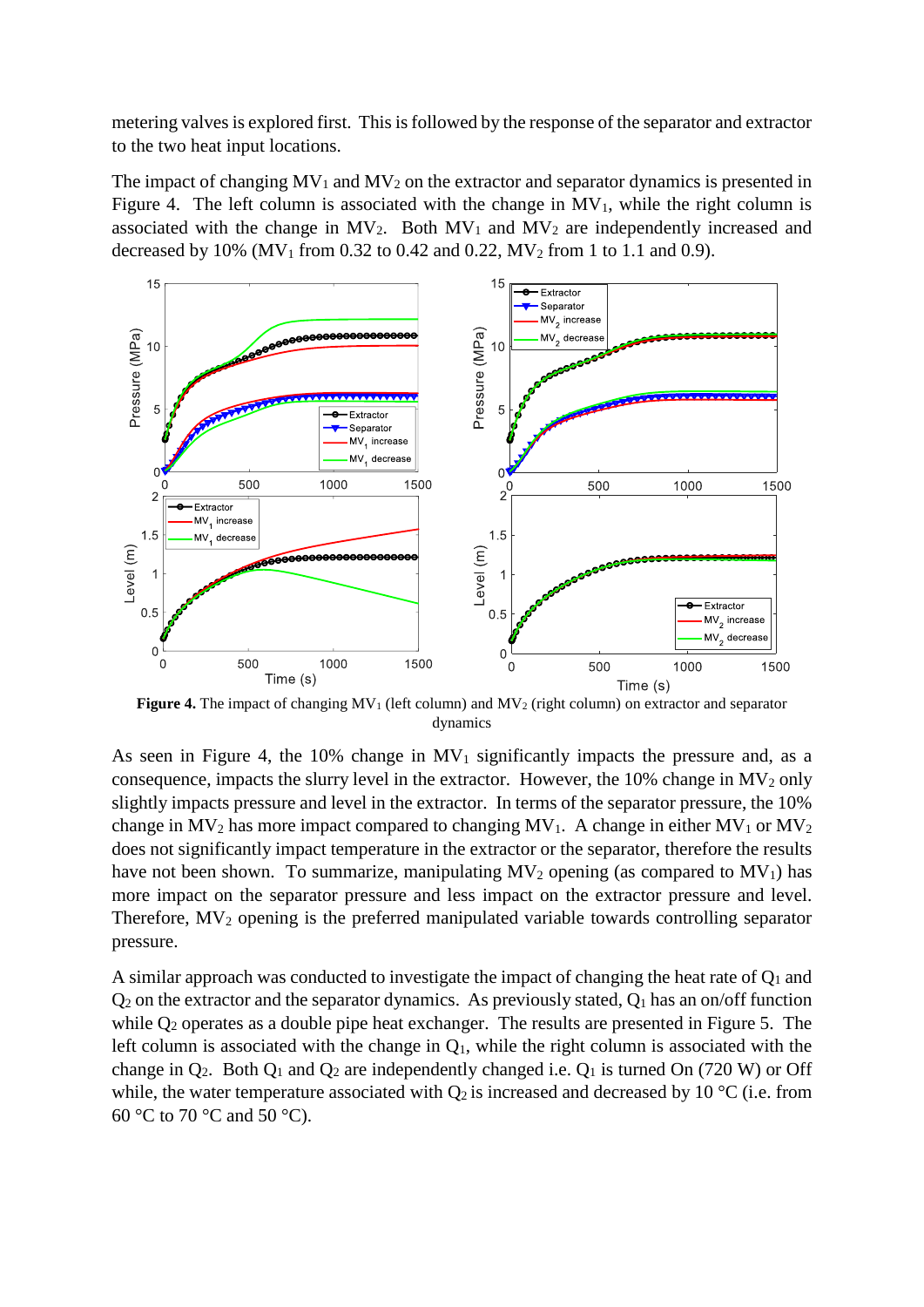metering valves is explored first. This is followed by the response of the separator and extractor to the two heat input locations.

The impact of changing $MV_1$ and $MV_2$ on the extractor and separator dynamics is presented in Figure 4. The left column is associated with the change in $MV_1$, while the right column is associated with the change in $MV_2$. Both $MV_1$ and $MV_2$ are independently increased and decreased by 10% ($MV_1$ from 0.32 to 0.42 and 0.22, $MV_2$ from 1 to 1.1 and 0.9).

Pressure (MPa)
Level (m)
Time (s)
Extractor
Separator
$MV_1$ increase
$MV_1$ decrease
$MV_2$ increase
$MV_2$ decrease

**Figure 4.** The impact of changing $MV_1$ (left column) and $MV_2$ (right column) on extractor and separator dynamics

As seen in Figure 4, the 10% change in $MV_1$ significantly impacts the pressure and, as a consequence, impacts the slurry level in the extractor. However, the 10% change in $MV_2$ only slightly impacts pressure and level in the extractor. In terms of the separator pressure, the 10% change in $MV_2$ has more impact compared to changing $MV_1$. A change in either $MV_1$ or $MV_2$ does not significantly impact temperature in the extractor or the separator, therefore the results have not been shown. To summarize, manipulating $MV_2$ opening (as compared to $MV_1$) has more impact on the separator pressure and less impact on the extractor pressure and level. Therefore, $MV_2$ opening is the preferred manipulated variable towards controlling separator pressure.

A similar approach was conducted to investigate the impact of changing the heat rate of $Q_1$ and $Q_2$ on the extractor and the separator dynamics. As previously stated, $Q_1$ has an on/off function while $Q_2$ operates as a double pipe heat exchanger. The results are presented in Figure 5. The left column is associated with the change in $Q_1$, while the right column is associated with the change in $Q_2$. Both $Q_1$ and $Q_2$ are independently changed i.e. $Q_1$ is turned On (720 W) or Off while, the water temperature associated with $Q_2$ is increased and decreased by 10 °C (i.e. from 60 °C to 70 °C and 50 °C).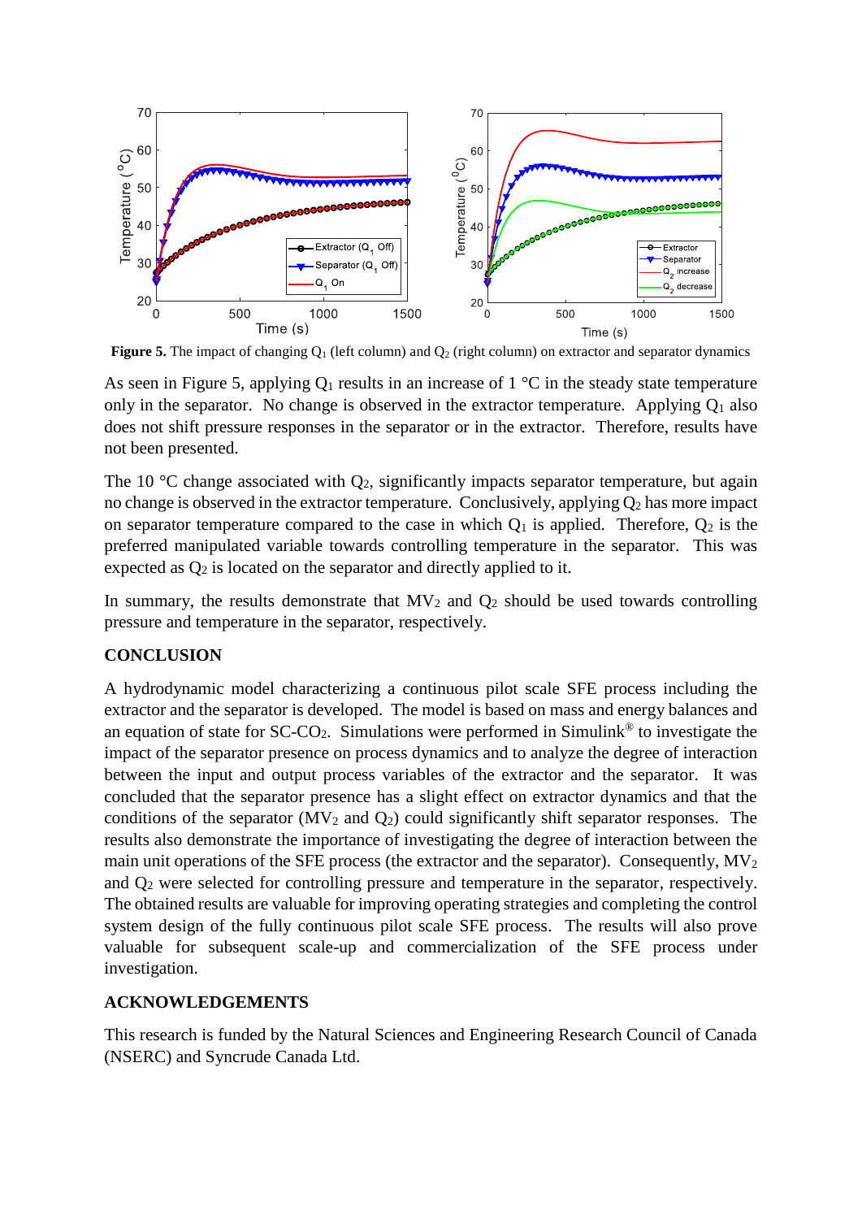70
60
50
40
30
20
Temperature (°C)
0
500
1000
1500
Time (s)
Extractor ($Q_1$ Off)
Separator ($Q_1$ Off)
$Q_1$ On

70
60
50
40
30
20
Temperature (°C)
0
500
1000
1500
Time (s)
Extractor
Separator
$Q_2$ increase
$Q_2$ decrease

**Figure 5.** The impact of changing $Q_1$ (left column) and $Q_2$ (right column) on extractor and separator dynamics

As seen in Figure 5, applying $Q_1$ results in an increase of 1 °C in the steady state temperature only in the separator. No change is observed in the extractor temperature. Applying $Q_1$ also does not shift pressure responses in the separator or in the extractor. Therefore, results have not been presented.

The 10 °C change associated with $Q_2$, significantly impacts separator temperature, but again no change is observed in the extractor temperature. Conclusively, applying $Q_2$ has more impact on separator temperature compared to the case in which $Q_1$ is applied. Therefore, $Q_2$ is the preferred manipulated variable towards controlling temperature in the separator. This was expected as $Q_2$ is located on the separator and directly applied to it.

In summary, the results demonstrate that $MV_2$ and $Q_2$ should be used towards controlling pressure and temperature in the separator, respectively.

## CONCLUSION

A hydrodynamic model characterizing a continuous pilot scale SFE process including the extractor and the separator is developed. The model is based on mass and energy balances and an equation of state for SC-$CO_2$. Simulations were performed in Simulink® to investigate the impact of the separator presence on process dynamics and to analyze the degree of interaction between the input and output process variables of the extractor and the separator. It was concluded that the separator presence has a slight effect on extractor dynamics and that the conditions of the separator ($MV_2$ and $Q_2$) could significantly shift separator responses. The results also demonstrate the importance of investigating the degree of interaction between the main unit operations of the SFE process (the extractor and the separator). Consequently, $MV_2$ and $Q_2$ were selected for controlling pressure and temperature in the separator, respectively. The obtained results are valuable for improving operating strategies and completing the control system design of the fully continuous pilot scale SFE process. The results will also prove valuable for subsequent scale-up and commercialization of the SFE process under investigation.

## ACKNOWLEDGEMENTS

This research is funded by the Natural Sciences and Engineering Research Council of Canada (NSERC) and Syncrude Canada Ltd.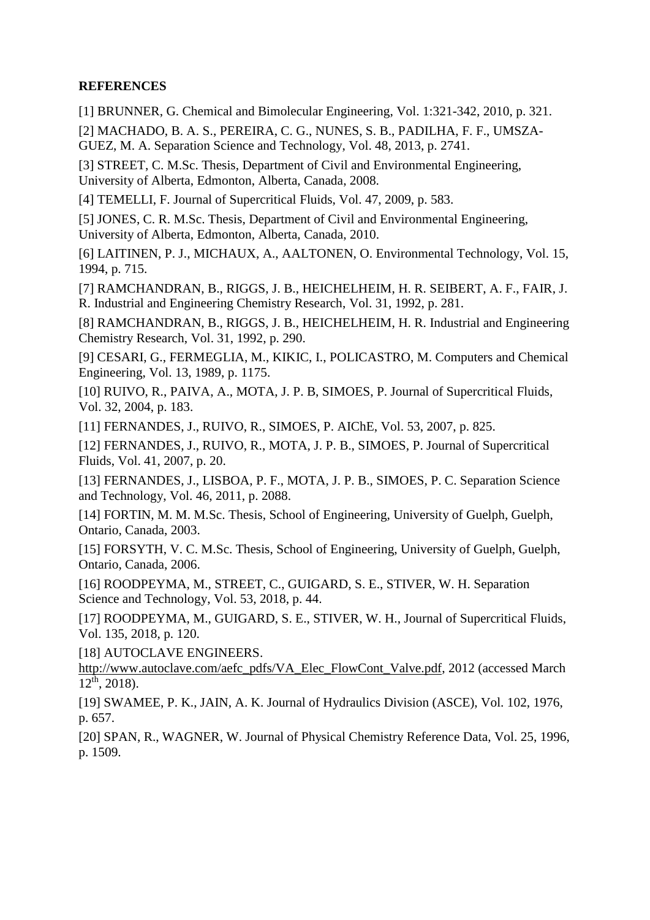**REFERENCES**

[1] BRUNNER, G. Chemical and Bimolecular Engineering, Vol. 1:321-342, 2010, p. 321.

[2] MACHADO, B. A. S., PEREIRA, C. G., NUNES, S. B., PADILHA, F. F., UMSZA-GUEZ, M. A. Separation Science and Technology, Vol. 48, 2013, p. 2741.

[3] STREET, C. M.Sc. Thesis, Department of Civil and Environmental Engineering, University of Alberta, Edmonton, Alberta, Canada, 2008.

[4] TEMELLI, F. Journal of Supercritical Fluids, Vol. 47, 2009, p. 583.

[5] JONES, C. R. M.Sc. Thesis, Department of Civil and Environmental Engineering, University of Alberta, Edmonton, Alberta, Canada, 2010.

[6] LAITINEN, P. J., MICHAUX, A., AALTONEN, O. Environmental Technology, Vol. 15, 1994, p. 715.

[7] RAMCHANDRAN, B., RIGGS, J. B., HEICHELHEIM, H. R. SEIBERT, A. F., FAIR, J. R. Industrial and Engineering Chemistry Research, Vol. 31, 1992, p. 281.

[8] RAMCHANDRAN, B., RIGGS, J. B., HEICHELHEIM, H. R. Industrial and Engineering Chemistry Research, Vol. 31, 1992, p. 290.

[9] CESARI, G., FERMEGLIA, M., KIKIC, I., POLICASTRO, M. Computers and Chemical Engineering, Vol. 13, 1989, p. 1175.

[10] RUIVO, R., PAIVA, A., MOTA, J. P. B, SIMOES, P. Journal of Supercritical Fluids, Vol. 32, 2004, p. 183.

[11] FERNANDES, J., RUIVO, R., SIMOES, P. AIChE, Vol. 53, 2007, p. 825.

[12] FERNANDES, J., RUIVO, R., MOTA, J. P. B., SIMOES, P. Journal of Supercritical Fluids, Vol. 41, 2007, p. 20.

[13] FERNANDES, J., LISBOA, P. F., MOTA, J. P. B., SIMOES, P. C. Separation Science and Technology, Vol. 46, 2011, p. 2088.

[14] FORTIN, M. M. M.Sc. Thesis, School of Engineering, University of Guelph, Guelph, Ontario, Canada, 2003.

[15] FORSYTH, V. C. M.Sc. Thesis, School of Engineering, University of Guelph, Guelph, Ontario, Canada, 2006.

[16] ROODPEYMA, M., STREET, C., GUIGARD, S. E., STIVER, W. H. Separation Science and Technology, Vol. 53, 2018, p. 44.

[17] ROODPEYMA, M., GUIGARD, S. E., STIVER, W. H., Journal of Supercritical Fluids, Vol. 135, 2018, p. 120.

[18] AUTOCLAVE ENGINEERS. http://www.autoclave.com/aefc_pdfs/VA_Elec_FlowCont_Valve.pdf, 2012 (accessed March 12th, 2018).

[19] SWAMEE, P. K., JAIN, A. K. Journal of Hydraulics Division (ASCE), Vol. 102, 1976, p. 657.

[20] SPAN, R., WAGNER, W. Journal of Physical Chemistry Reference Data, Vol. 25, 1996, p. 1509.